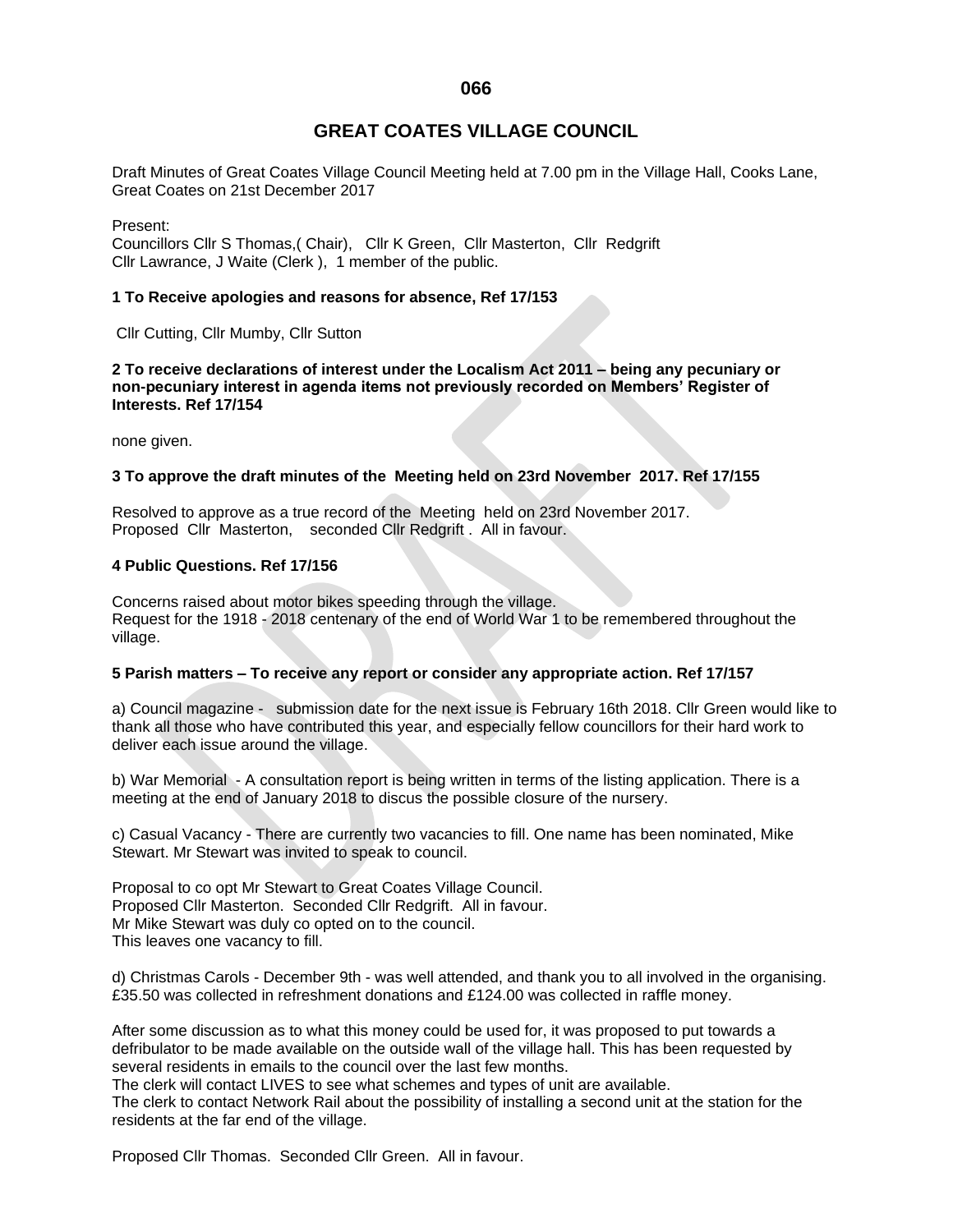# GREAT COATES VILLAGE COUNCIL

Draft Minutes of Great Coates Village Council Meeting held at 7.00 pm in the Village Hall, Cooks Lane, Great Coates on 21st December 2017

Present:
Councillors Cllr S Thomas,( Chair), Cllr K Green, Cllr Masterton, Cllr Redgrift
Cllr Lawrance, J Waite (Clerk ), 1 member of the public.

**1 To Receive apologies and reasons for absence, Ref 17/153**

Cllr Cutting, Cllr Mumby, Cllr Sutton

**2 To receive declarations of interest under the Localism Act 2011 – being any pecuniary or non-pecuniary interest in agenda items not previously recorded on Members' Register of Interests. Ref 17/154**

none given.

**3 To approve the draft minutes of the Meeting held on 23rd November 2017. Ref 17/155**

Resolved to approve as a true record of the Meeting held on 23rd November 2017.
Proposed Cllr Masterton, seconded Cllr Redgrift . All in favour.

**4 Public Questions. Ref 17/156**

Concerns raised about motor bikes speeding through the village.
Request for the 1918 - 2018 centenary of the end of World War 1 to be remembered throughout the village.

**5 Parish matters – To receive any report or consider any appropriate action. Ref 17/157**

a) Council magazine - submission date for the next issue is February 16th 2018. Cllr Green would like to thank all those who have contributed this year, and especially fellow councillors for their hard work to deliver each issue around the village.

b) War Memorial - A consultation report is being written in terms of the listing application. There is a meeting at the end of January 2018 to discus the possible closure of the nursery.

c) Casual Vacancy - There are currently two vacancies to fill. One name has been nominated, Mike Stewart. Mr Stewart was invited to speak to council.

Proposal to co opt Mr Stewart to Great Coates Village Council.
Proposed Cllr Masterton. Seconded Cllr Redgrift. All in favour.
Mr Mike Stewart was duly co opted on to the council.
This leaves one vacancy to fill.

d) Christmas Carols - December 9th - was well attended, and thank you to all involved in the organising. £35.50 was collected in refreshment donations and £124.00 was collected in raffle money.

After some discussion as to what this money could be used for, it was proposed to put towards a defribulator to be made available on the outside wall of the village hall. This has been requested by several residents in emails to the council over the last few months.
The clerk will contact LIVES to see what schemes and types of unit are available.
The clerk to contact Network Rail about the possibility of installing a second unit at the station for the residents at the far end of the village.

Proposed Cllr Thomas. Seconded Cllr Green. All in favour.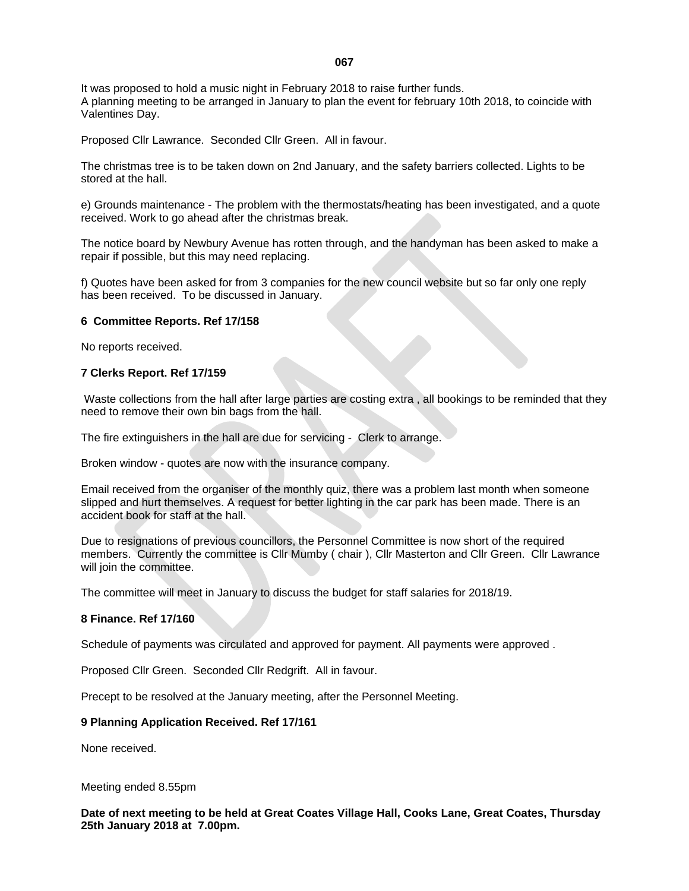It was proposed to hold a music night in February 2018 to raise further funds.
A planning meeting to be arranged in January to plan the event for february 10th 2018, to coincide with Valentines Day.

Proposed Cllr Lawrance. Seconded Cllr Green. All in favour.

The christmas tree is to be taken down on 2nd January, and the safety barriers collected. Lights to be stored at the hall.

e) Grounds maintenance - The problem with the thermostats/heating has been investigated, and a quote received. Work to go ahead after the christmas break.

The notice board by Newbury Avenue has rotten through, and the handyman has been asked to make a repair if possible, but this may need replacing.

f) Quotes have been asked for from 3 companies for the new council website but so far only one reply has been received. To be discussed in January.

**6 Committee Reports. Ref 17/158**

No reports received.

**7 Clerks Report. Ref 17/159**

Waste collections from the hall after large parties are costing extra , all bookings to be reminded that they need to remove their own bin bags from the hall.

The fire extinguishers in the hall are due for servicing - Clerk to arrange.

Broken window - quotes are now with the insurance company.

Email received from the organiser of the monthly quiz, there was a problem last month when someone slipped and hurt themselves. A request for better lighting in the car park has been made. There is an accident book for staff at the hall.

Due to resignations of previous councillors, the Personnel Committee is now short of the required members. Currently the committee is Cllr Mumby ( chair ), Cllr Masterton and Cllr Green. Cllr Lawrance will join the committee.

The committee will meet in January to discuss the budget for staff salaries for 2018/19.

**8 Finance. Ref 17/160**

Schedule of payments was circulated and approved for payment. All payments were approved .

Proposed Cllr Green. Seconded Cllr Redgrift. All in favour.

Precept to be resolved at the January meeting, after the Personnel Meeting.

**9 Planning Application Received. Ref 17/161**

None received.

Meeting ended 8.55pm

**Date of next meeting to be held at Great Coates Village Hall, Cooks Lane, Great Coates, Thursday 25th January 2018 at 7.00pm.**